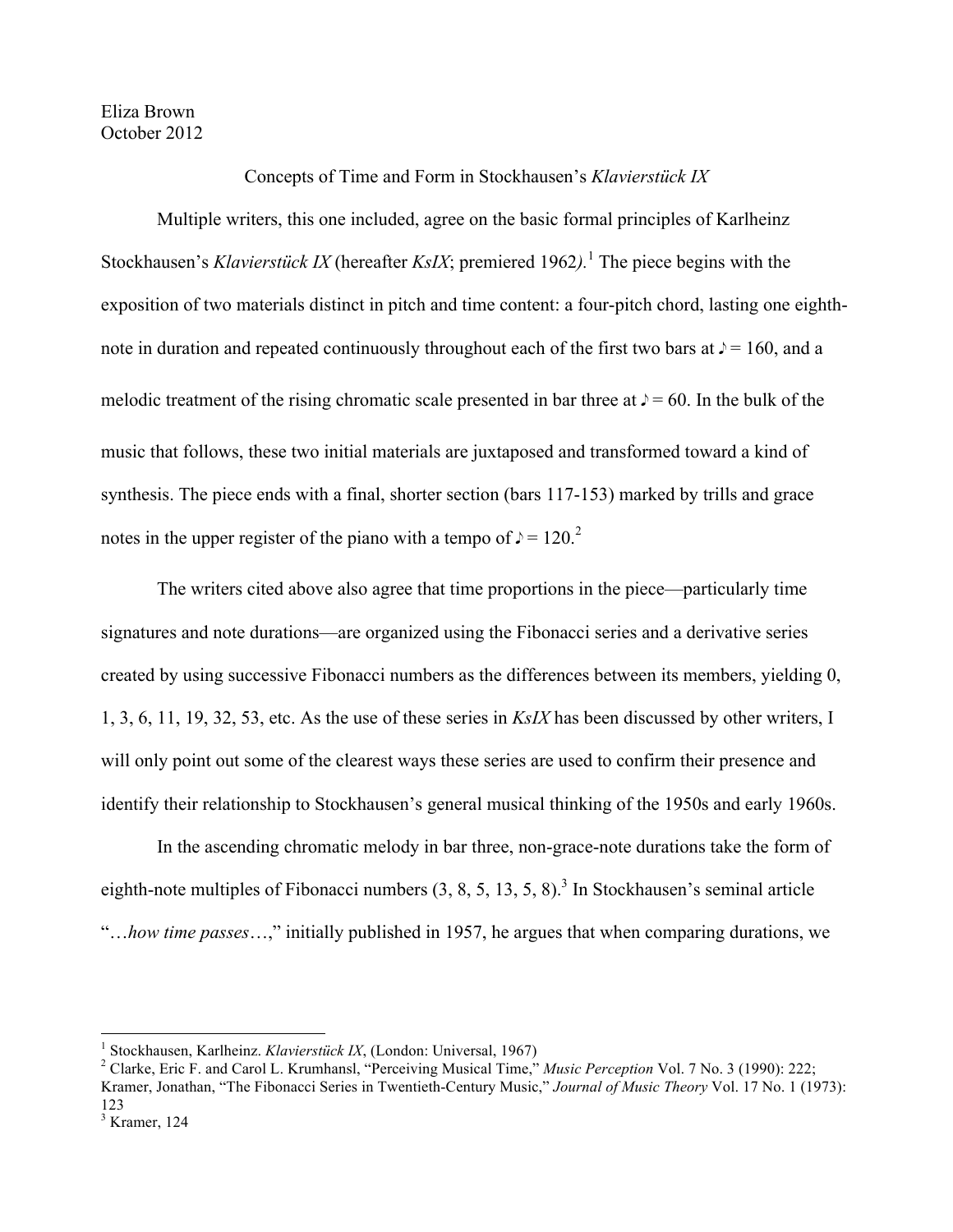Eliza Brown
October 2012

Concepts of Time and Form in Stockhausen's *Klavierstück IX*

Multiple writers, this one included, agree on the basic formal principles of Karlheinz Stockhausen's *Klavierstück IX* (hereafter *KsIX*; premiered 1962*)*.[1] The piece begins with the exposition of two materials distinct in pitch and time content: a four-pitch chord, lasting one eighth-note in duration and repeated continuously throughout each of the first two bars at ♪ = 160, and a melodic treatment of the rising chromatic scale presented in bar three at ♪ = 60. In the bulk of the music that follows, these two initial materials are juxtaposed and transformed toward a kind of synthesis. The piece ends with a final, shorter section (bars 117-153) marked by trills and grace notes in the upper register of the piano with a tempo of ♪ = 120.[2]

The writers cited above also agree that time proportions in the piece—particularly time signatures and note durations—are organized using the Fibonacci series and a derivative series created by using successive Fibonacci numbers as the differences between its members, yielding 0, 1, 3, 6, 11, 19, 32, 53, etc. As the use of these series in *KsIX* has been discussed by other writers, I will only point out some of the clearest ways these series are used to confirm their presence and identify their relationship to Stockhausen's general musical thinking of the 1950s and early 1960s.

In the ascending chromatic melody in bar three, non-grace-note durations take the form of eighth-note multiples of Fibonacci numbers (3, 8, 5, 13, 5, 8).[3] In Stockhausen's seminal article "…*how time passes*…," initially published in 1957, he argues that when comparing durations, we

---

[1] Stockhausen, Karlheinz. *Klavierstück IX*, (London: Universal, 1967)

[2] Clarke, Eric F. and Carol L. Krumhansl, "Perceiving Musical Time," *Music Perception* Vol. 7 No. 3 (1990): 222; Kramer, Jonathan, "The Fibonacci Series in Twentieth-Century Music," *Journal of Music Theory* Vol. 17 No. 1 (1973): 123

[3] Kramer, 124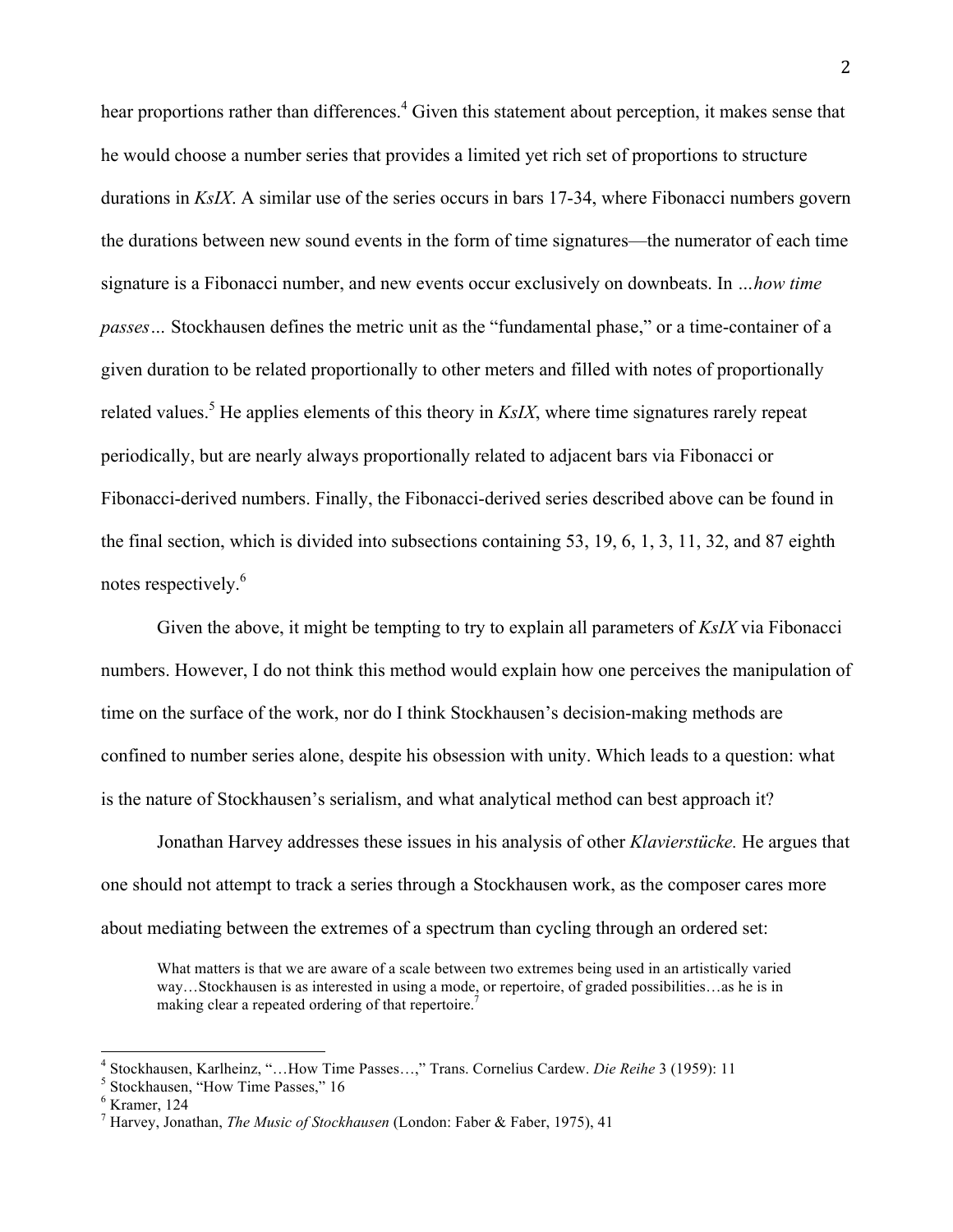hear proportions rather than differences.[4] Given this statement about perception, it makes sense that he would choose a number series that provides a limited yet rich set of proportions to structure durations in *KsIX*. A similar use of the series occurs in bars 17-34, where Fibonacci numbers govern the durations between new sound events in the form of time signatures—the numerator of each time signature is a Fibonacci number, and new events occur exclusively on downbeats. In *…how time passes…* Stockhausen defines the metric unit as the "fundamental phase," or a time-container of a given duration to be related proportionally to other meters and filled with notes of proportionally related values.[5] He applies elements of this theory in *KsIX*, where time signatures rarely repeat periodically, but are nearly always proportionally related to adjacent bars via Fibonacci or Fibonacci-derived numbers. Finally, the Fibonacci-derived series described above can be found in the final section, which is divided into subsections containing 53, 19, 6, 1, 3, 11, 32, and 87 eighth notes respectively.[6]

Given the above, it might be tempting to try to explain all parameters of *KsIX* via Fibonacci numbers. However, I do not think this method would explain how one perceives the manipulation of time on the surface of the work, nor do I think Stockhausen's decision-making methods are confined to number series alone, despite his obsession with unity. Which leads to a question: what is the nature of Stockhausen's serialism, and what analytical method can best approach it?

Jonathan Harvey addresses these issues in his analysis of other *Klavierstücke.* He argues that one should not attempt to track a series through a Stockhausen work, as the composer cares more about mediating between the extremes of a spectrum than cycling through an ordered set:

> What matters is that we are aware of a scale between two extremes being used in an artistically varied way…Stockhausen is as interested in using a mode, or repertoire, of graded possibilities…as he is in making clear a repeated ordering of that repertoire.[7]

---

[4] Stockhausen, Karlheinz, "…How Time Passes…," Trans. Cornelius Cardew. *Die Reihe* 3 (1959): 11

[5] Stockhausen, "How Time Passes," 16

[6] Kramer, 124

[7] Harvey, Jonathan, *The Music of Stockhausen* (London: Faber & Faber, 1975), 41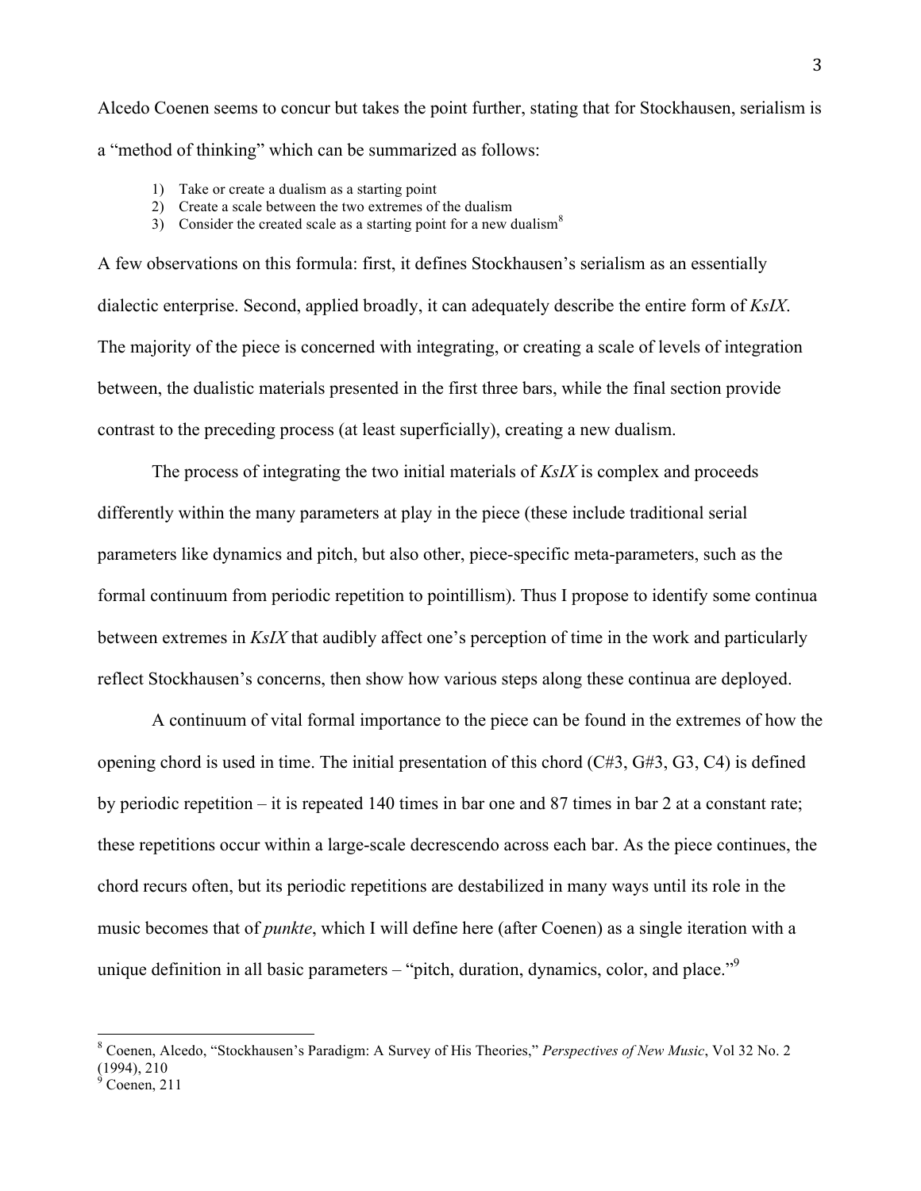Alcedo Coenen seems to concur but takes the point further, stating that for Stockhausen, serialism is a "method of thinking" which can be summarized as follows:

1) Take or create a dualism as a starting point
2) Create a scale between the two extremes of the dualism
3) Consider the created scale as a starting point for a new dualism[8]

A few observations on this formula: first, it defines Stockhausen's serialism as an essentially dialectic enterprise. Second, applied broadly, it can adequately describe the entire form of *KsIX*. The majority of the piece is concerned with integrating, or creating a scale of levels of integration between, the dualistic materials presented in the first three bars, while the final section provide contrast to the preceding process (at least superficially), creating a new dualism.

The process of integrating the two initial materials of *KsIX* is complex and proceeds differently within the many parameters at play in the piece (these include traditional serial parameters like dynamics and pitch, but also other, piece-specific meta-parameters, such as the formal continuum from periodic repetition to pointillism). Thus I propose to identify some continua between extremes in *KsIX* that audibly affect one's perception of time in the work and particularly reflect Stockhausen's concerns, then show how various steps along these continua are deployed.

A continuum of vital formal importance to the piece can be found in the extremes of how the opening chord is used in time. The initial presentation of this chord (C#3, G#3, G3, C4) is defined by periodic repetition – it is repeated 140 times in bar one and 87 times in bar 2 at a constant rate; these repetitions occur within a large-scale decrescendo across each bar. As the piece continues, the chord recurs often, but its periodic repetitions are destabilized in many ways until its role in the music becomes that of *punkte*, which I will define here (after Coenen) as a single iteration with a unique definition in all basic parameters – "pitch, duration, dynamics, color, and place."[9]

---

[8] Coenen, Alcedo, "Stockhausen's Paradigm: A Survey of His Theories," *Perspectives of New Music*, Vol 32 No. 2 (1994), 210

[9] Coenen, 211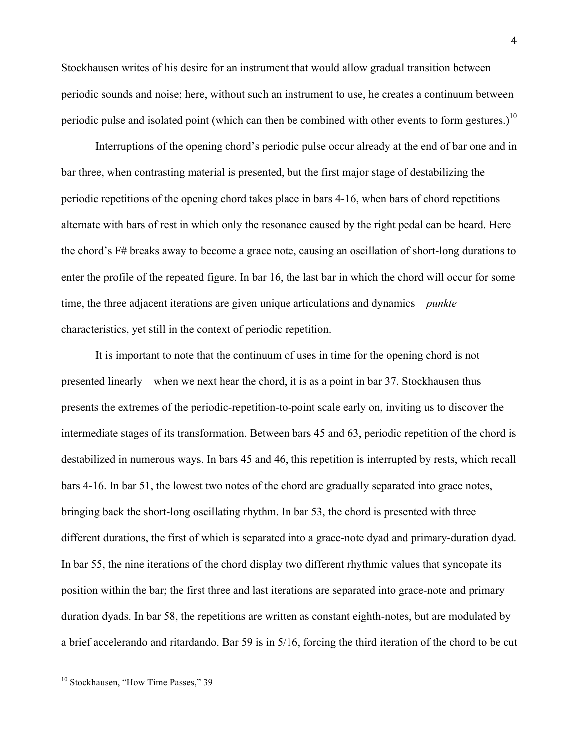Stockhausen writes of his desire for an instrument that would allow gradual transition between periodic sounds and noise; here, without such an instrument to use, he creates a continuum between periodic pulse and isolated point (which can then be combined with other events to form gestures.)[10]

Interruptions of the opening chord's periodic pulse occur already at the end of bar one and in bar three, when contrasting material is presented, but the first major stage of destabilizing the periodic repetitions of the opening chord takes place in bars 4-16, when bars of chord repetitions alternate with bars of rest in which only the resonance caused by the right pedal can be heard. Here the chord's F# breaks away to become a grace note, causing an oscillation of short-long durations to enter the profile of the repeated figure. In bar 16, the last bar in which the chord will occur for some time, the three adjacent iterations are given unique articulations and dynamics—*punkte* characteristics, yet still in the context of periodic repetition.

It is important to note that the continuum of uses in time for the opening chord is not presented linearly—when we next hear the chord, it is as a point in bar 37. Stockhausen thus presents the extremes of the periodic-repetition-to-point scale early on, inviting us to discover the intermediate stages of its transformation. Between bars 45 and 63, periodic repetition of the chord is destabilized in numerous ways. In bars 45 and 46, this repetition is interrupted by rests, which recall bars 4-16. In bar 51, the lowest two notes of the chord are gradually separated into grace notes, bringing back the short-long oscillating rhythm. In bar 53, the chord is presented with three different durations, the first of which is separated into a grace-note dyad and primary-duration dyad. In bar 55, the nine iterations of the chord display two different rhythmic values that syncopate its position within the bar; the first three and last iterations are separated into grace-note and primary duration dyads. In bar 58, the repetitions are written as constant eighth-notes, but are modulated by a brief accelerando and ritardando. Bar 59 is in 5/16, forcing the third iteration of the chord to be cut

[10] Stockhausen, "How Time Passes," 39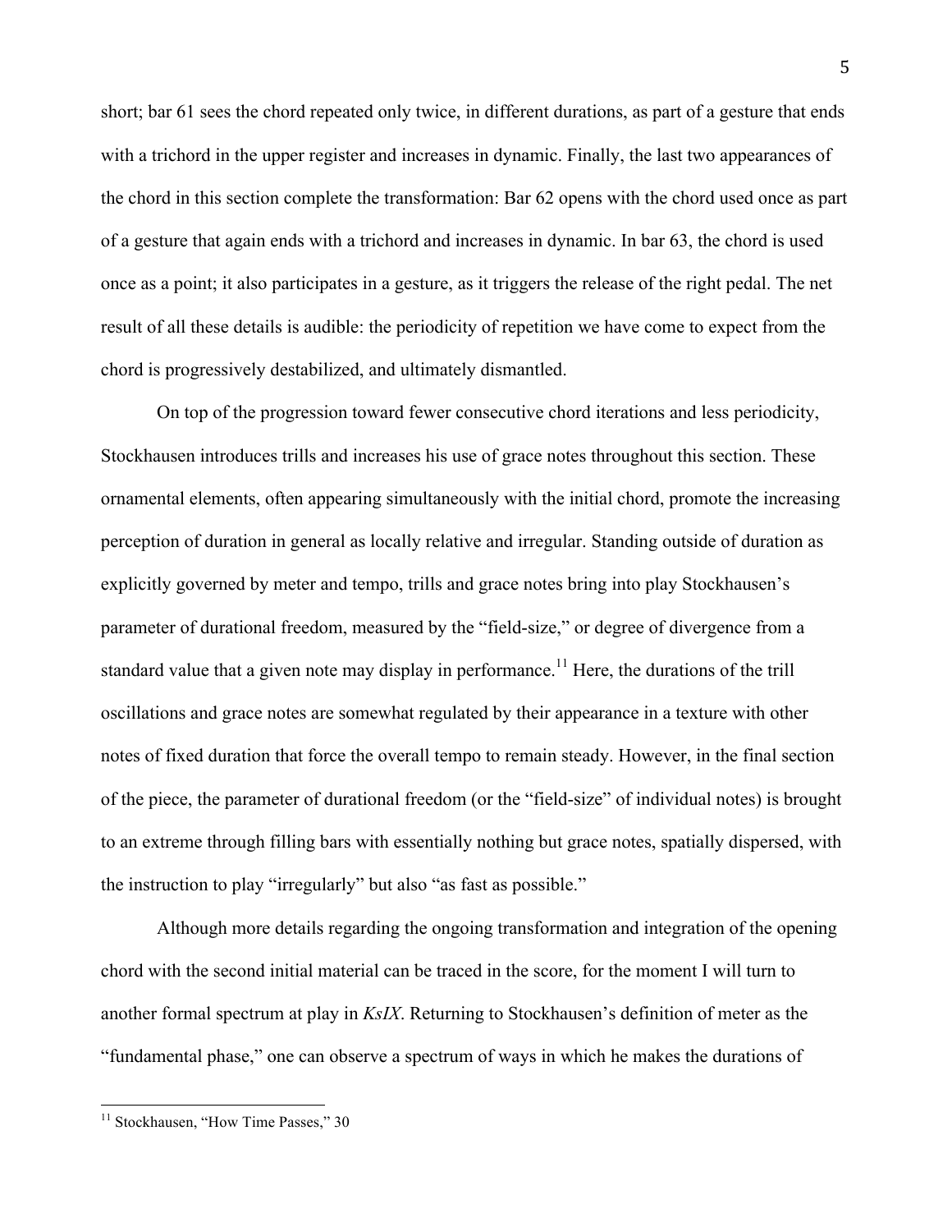short; bar 61 sees the chord repeated only twice, in different durations, as part of a gesture that ends with a trichord in the upper register and increases in dynamic. Finally, the last two appearances of the chord in this section complete the transformation: Bar 62 opens with the chord used once as part of a gesture that again ends with a trichord and increases in dynamic. In bar 63, the chord is used once as a point; it also participates in a gesture, as it triggers the release of the right pedal. The net result of all these details is audible: the periodicity of repetition we have come to expect from the chord is progressively destabilized, and ultimately dismantled.

On top of the progression toward fewer consecutive chord iterations and less periodicity, Stockhausen introduces trills and increases his use of grace notes throughout this section. These ornamental elements, often appearing simultaneously with the initial chord, promote the increasing perception of duration in general as locally relative and irregular. Standing outside of duration as explicitly governed by meter and tempo, trills and grace notes bring into play Stockhausen's parameter of durational freedom, measured by the "field-size," or degree of divergence from a standard value that a given note may display in performance.[11] Here, the durations of the trill oscillations and grace notes are somewhat regulated by their appearance in a texture with other notes of fixed duration that force the overall tempo to remain steady. However, in the final section of the piece, the parameter of durational freedom (or the "field-size" of individual notes) is brought to an extreme through filling bars with essentially nothing but grace notes, spatially dispersed, with the instruction to play "irregularly" but also "as fast as possible."

Although more details regarding the ongoing transformation and integration of the opening chord with the second initial material can be traced in the score, for the moment I will turn to another formal spectrum at play in *KsIX*. Returning to Stockhausen's definition of meter as the "fundamental phase," one can observe a spectrum of ways in which he makes the durations of

---

[11] Stockhausen, "How Time Passes," 30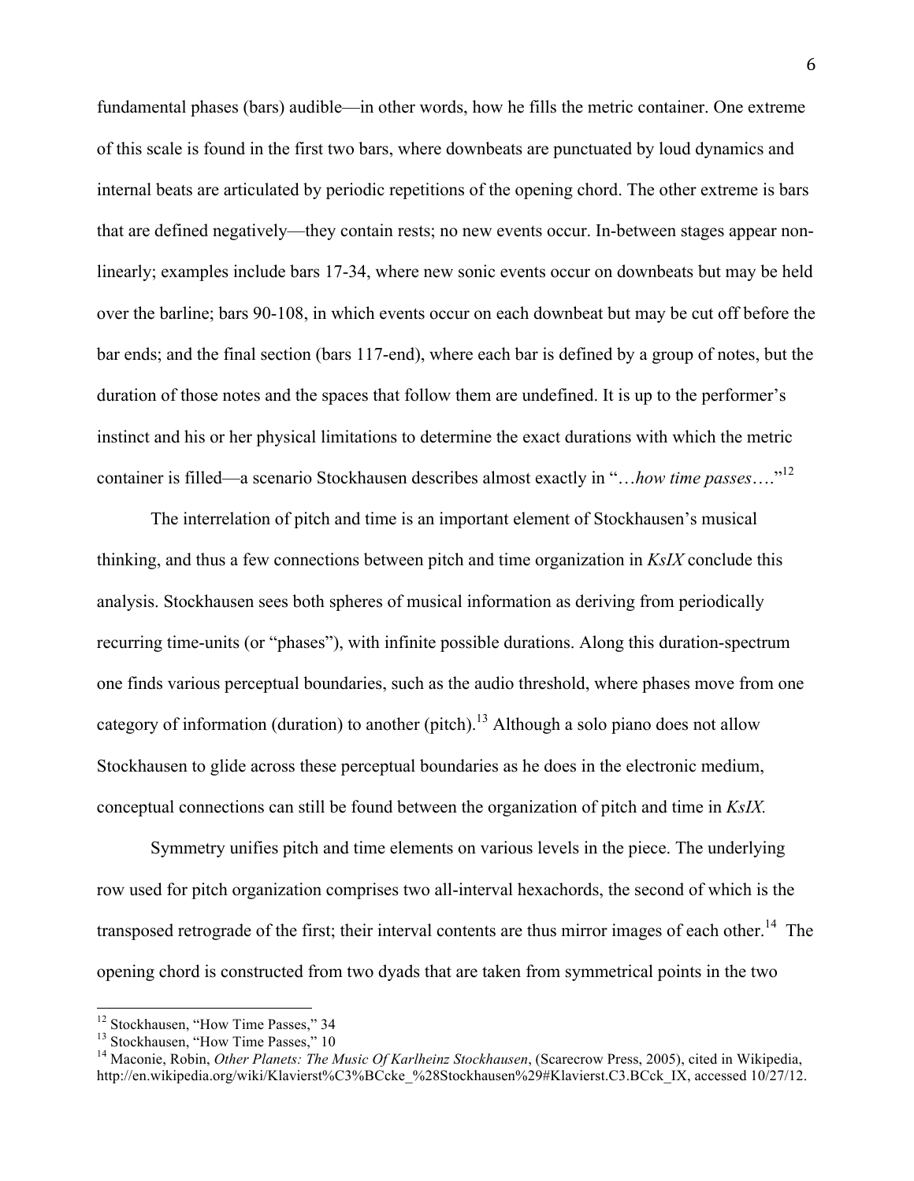fundamental phases (bars) audible—in other words, how he fills the metric container. One extreme of this scale is found in the first two bars, where downbeats are punctuated by loud dynamics and internal beats are articulated by periodic repetitions of the opening chord. The other extreme is bars that are defined negatively—they contain rests; no new events occur. In-between stages appear non-linearly; examples include bars 17-34, where new sonic events occur on downbeats but may be held over the barline; bars 90-108, in which events occur on each downbeat but may be cut off before the bar ends; and the final section (bars 117-end), where each bar is defined by a group of notes, but the duration of those notes and the spaces that follow them are undefined. It is up to the performer's instinct and his or her physical limitations to determine the exact durations with which the metric container is filled—a scenario Stockhausen describes almost exactly in "…*how time passes*…."[12]

The interrelation of pitch and time is an important element of Stockhausen's musical thinking, and thus a few connections between pitch and time organization in *KsIX* conclude this analysis. Stockhausen sees both spheres of musical information as deriving from periodically recurring time-units (or "phases"), with infinite possible durations. Along this duration-spectrum one finds various perceptual boundaries, such as the audio threshold, where phases move from one category of information (duration) to another (pitch).[13] Although a solo piano does not allow Stockhausen to glide across these perceptual boundaries as he does in the electronic medium, conceptual connections can still be found between the organization of pitch and time in *KsIX.*

Symmetry unifies pitch and time elements on various levels in the piece. The underlying row used for pitch organization comprises two all-interval hexachords, the second of which is the transposed retrograde of the first; their interval contents are thus mirror images of each other.[14] The opening chord is constructed from two dyads that are taken from symmetrical points in the two

---

[12] Stockhausen, "How Time Passes," 34

[13] Stockhausen, "How Time Passes," 10

[14] Maconie, Robin, *Other Planets: The Music Of Karlheinz Stockhausen*, (Scarecrow Press, 2005), cited in Wikipedia, http://en.wikipedia.org/wiki/Klavierst%C3%BCcke_%28Stockhausen%29#Klavierst.C3.BCck_IX, accessed 10/27/12.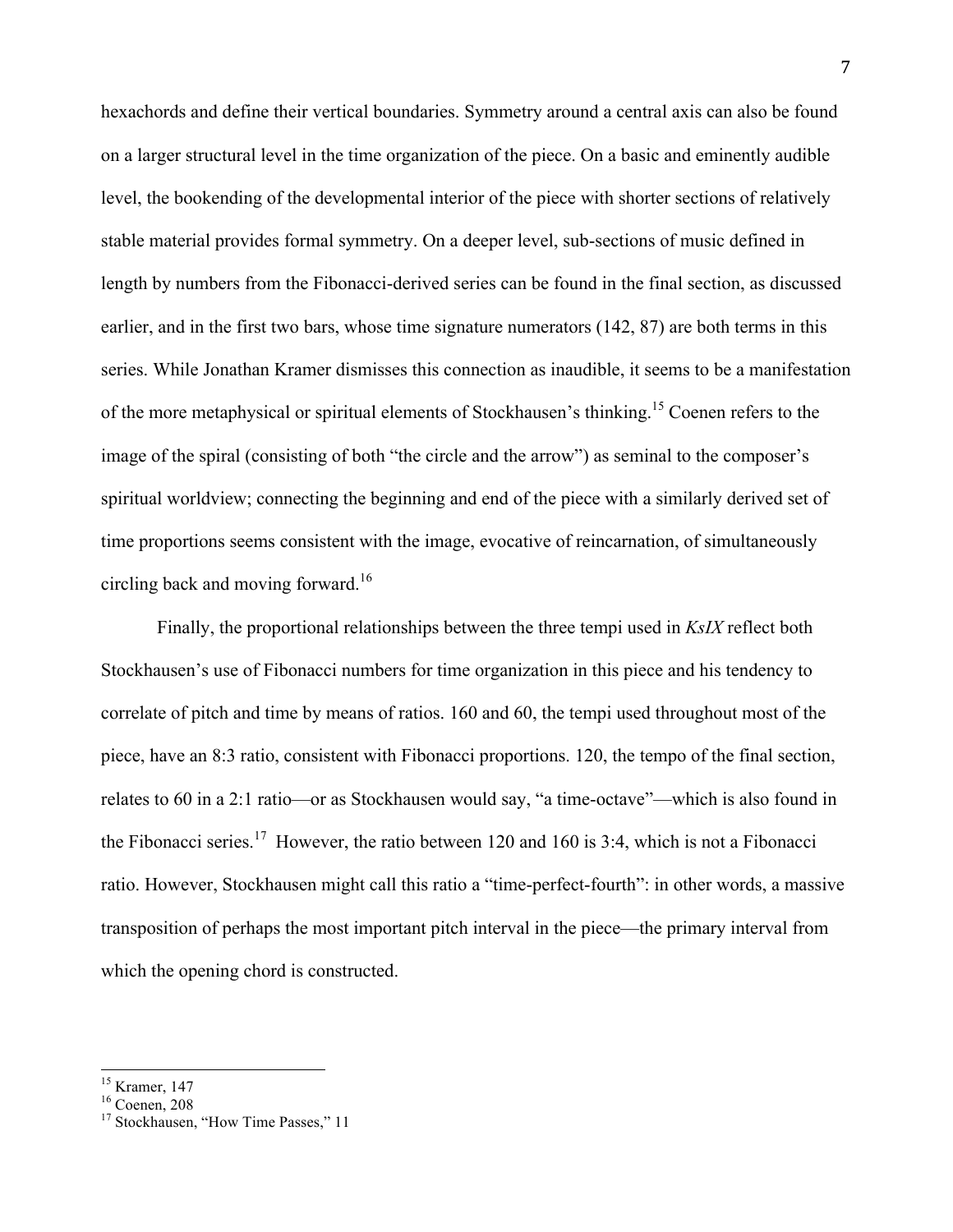hexachords and define their vertical boundaries. Symmetry around a central axis can also be found on a larger structural level in the time organization of the piece. On a basic and eminently audible level, the bookending of the developmental interior of the piece with shorter sections of relatively stable material provides formal symmetry. On a deeper level, sub-sections of music defined in length by numbers from the Fibonacci-derived series can be found in the final section, as discussed earlier, and in the first two bars, whose time signature numerators (142, 87) are both terms in this series. While Jonathan Kramer dismisses this connection as inaudible, it seems to be a manifestation of the more metaphysical or spiritual elements of Stockhausen's thinking.[15] Coenen refers to the image of the spiral (consisting of both "the circle and the arrow") as seminal to the composer's spiritual worldview; connecting the beginning and end of the piece with a similarly derived set of time proportions seems consistent with the image, evocative of reincarnation, of simultaneously circling back and moving forward.[16]

Finally, the proportional relationships between the three tempi used in *KsIX* reflect both Stockhausen's use of Fibonacci numbers for time organization in this piece and his tendency to correlate of pitch and time by means of ratios. 160 and 60, the tempi used throughout most of the piece, have an 8:3 ratio, consistent with Fibonacci proportions. 120, the tempo of the final section, relates to 60 in a 2:1 ratio—or as Stockhausen would say, "a time-octave"—which is also found in the Fibonacci series.[17] However, the ratio between 120 and 160 is 3:4, which is not a Fibonacci ratio. However, Stockhausen might call this ratio a "time-perfect-fourth": in other words, a massive transposition of perhaps the most important pitch interval in the piece—the primary interval from which the opening chord is constructed.

---

[15] Kramer, 147

[16] Coenen, 208

[17] Stockhausen, "How Time Passes," 11